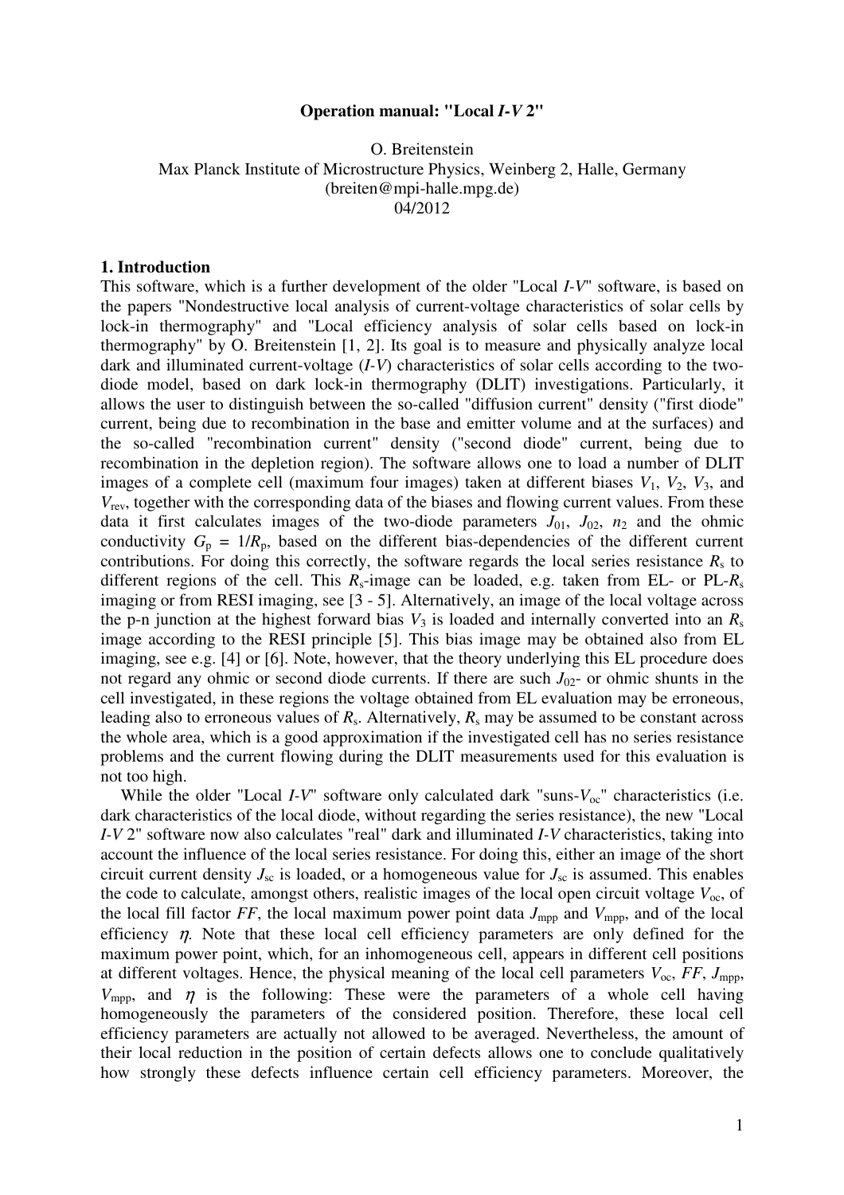**Operation manual: "Local *I-V* 2"**

O. Breitenstein
Max Planck Institute of Microstructure Physics, Weinberg 2, Halle, Germany
(breiten@mpi-halle.mpg.de)
04/2012

## 1. Introduction

This software, which is a further development of the older "Local *I-V*" software, is based on the papers "Nondestructive local analysis of current-voltage characteristics of solar cells by lock-in thermography" and "Local efficiency analysis of solar cells based on lock-in thermography" by O. Breitenstein [1, 2]. Its goal is to measure and physically analyze local dark and illuminated current-voltage (*I-V*) characteristics of solar cells according to the two-diode model, based on dark lock-in thermography (DLIT) investigations. Particularly, it allows the user to distinguish between the so-called "diffusion current" density ("first diode" current, being due to recombination in the base and emitter volume and at the surfaces) and the so-called "recombination current" density ("second diode" current, being due to recombination in the depletion region). The software allows one to load a number of DLIT images of a complete cell (maximum four images) taken at different biases $V_1$, $V_2$, $V_3$, and $V_{rev}$, together with the corresponding data of the biases and flowing current values. From these data it first calculates images of the two-diode parameters $J_{01}$, $J_{02}$, $n_2$ and the ohmic conductivity $G_p = 1/R_p$, based on the different bias-dependencies of the different current contributions. For doing this correctly, the software regards the local series resistance $R_s$ to different regions of the cell. This $R_s$-image can be loaded, e.g. taken from EL- or PL-$R_s$ imaging or from RESI imaging, see [3 - 5]. Alternatively, an image of the local voltage across the p-n junction at the highest forward bias $V_3$ is loaded and internally converted into an $R_s$ image according to the RESI principle [5]. This bias image may be obtained also from EL imaging, see e.g. [4] or [6]. Note, however, that the theory underlying this EL procedure does not regard any ohmic or second diode currents. If there are such $J_{02}$- or ohmic shunts in the cell investigated, in these regions the voltage obtained from EL evaluation may be erroneous, leading also to erroneous values of $R_s$. Alternatively, $R_s$ may be assumed to be constant across the whole area, which is a good approximation if the investigated cell has no series resistance problems and the current flowing during the DLIT measurements used for this evaluation is not too high.

While the older "Local *I-V*" software only calculated dark "suns-$V_{oc}$" characteristics (i.e. dark characteristics of the local diode, without regarding the series resistance), the new "Local *I-V* 2" software now also calculates "real" dark and illuminated *I-V* characteristics, taking into account the influence of the local series resistance. For doing this, either an image of the short circuit current density $J_{sc}$ is loaded, or a homogeneous value for $J_{sc}$ is assumed. This enables the code to calculate, amongst others, realistic images of the local open circuit voltage $V_{oc}$, of the local fill factor *FF*, the local maximum power point data $J_{mpp}$ and $V_{mpp}$, and of the local efficiency $\eta$. Note that these local cell efficiency parameters are only defined for the maximum power point, which, for an inhomogeneous cell, appears in different cell positions at different voltages. Hence, the physical meaning of the local cell parameters $V_{oc}$, *FF*, $J_{mpp}$, $V_{mpp}$, and $\eta$ is the following: These were the parameters of a whole cell having homogeneously the parameters of the considered position. Therefore, these local cell efficiency parameters are actually not allowed to be averaged. Nevertheless, the amount of their local reduction in the position of certain defects allows one to conclude qualitatively how strongly these defects influence certain cell efficiency parameters. Moreover, the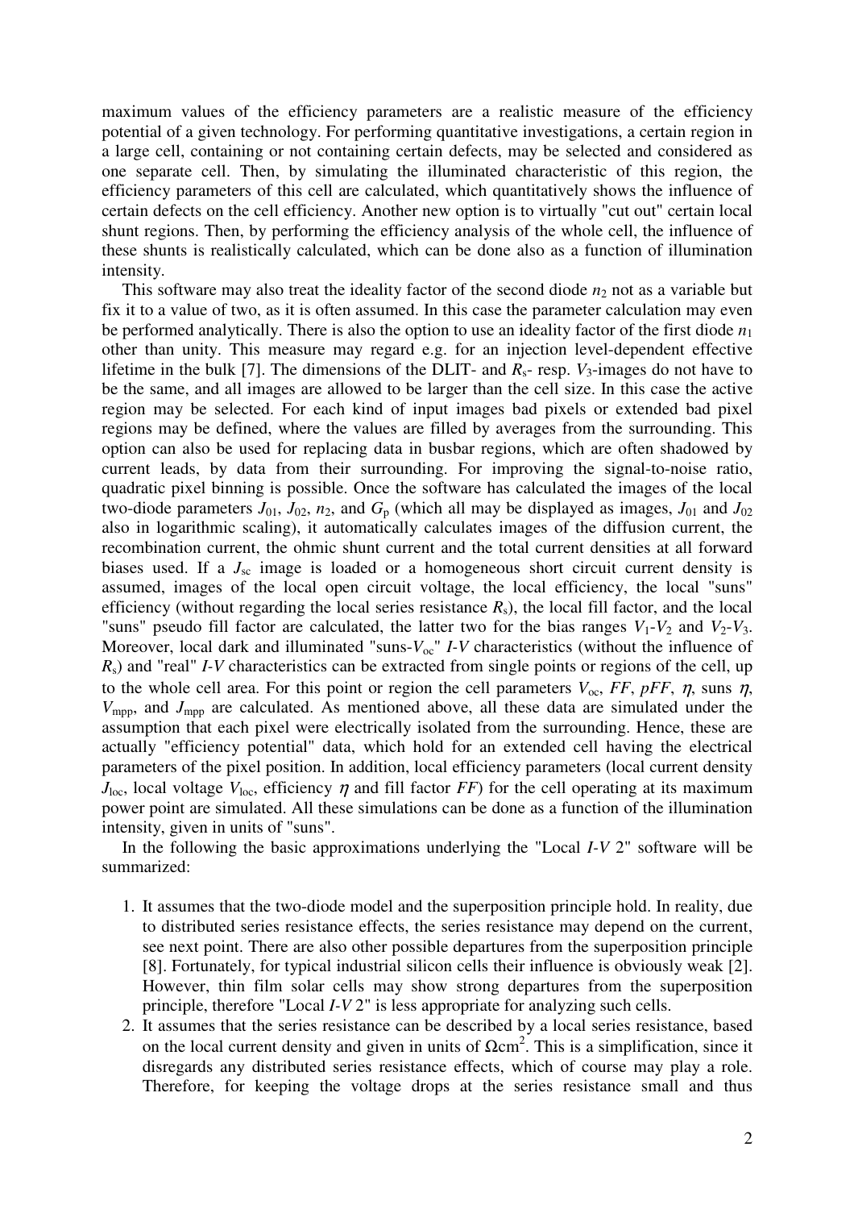maximum values of the efficiency parameters are a realistic measure of the efficiency potential of a given technology. For performing quantitative investigations, a certain region in a large cell, containing or not containing certain defects, may be selected and considered as one separate cell. Then, by simulating the illuminated characteristic of this region, the efficiency parameters of this cell are calculated, which quantitatively shows the influence of certain defects on the cell efficiency. Another new option is to virtually "cut out" certain local shunt regions. Then, by performing the efficiency analysis of the whole cell, the influence of these shunts is realistically calculated, which can be done also as a function of illumination intensity.

This software may also treat the ideality factor of the second diode $n_2$ not as a variable but fix it to a value of two, as it is often assumed. In this case the parameter calculation may even be performed analytically. There is also the option to use an ideality factor of the first diode $n_1$ other than unity. This measure may regard e.g. for an injection level-dependent effective lifetime in the bulk [7]. The dimensions of the DLIT- and $R_s$- resp. $V_3$-images do not have to be the same, and all images are allowed to be larger than the cell size. In this case the active region may be selected. For each kind of input images bad pixels or extended bad pixel regions may be defined, where the values are filled by averages from the surrounding. This option can also be used for replacing data in busbar regions, which are often shadowed by current leads, by data from their surrounding. For improving the signal-to-noise ratio, quadratic pixel binning is possible. Once the software has calculated the images of the local two-diode parameters $J_{01}$, $J_{02}$, $n_2$, and $G_p$ (which all may be displayed as images, $J_{01}$ and $J_{02}$ also in logarithmic scaling), it automatically calculates images of the diffusion current, the recombination current, the ohmic shunt current and the total current densities at all forward biases used. If a $J_{sc}$ image is loaded or a homogeneous short circuit current density is assumed, images of the local open circuit voltage, the local efficiency, the local "suns" efficiency (without regarding the local series resistance $R_s$), the local fill factor, and the local "suns" pseudo fill factor are calculated, the latter two for the bias ranges $V_1$-$V_2$ and $V_2$-$V_3$. Moreover, local dark and illuminated "suns-$V_{oc}$" *I-V* characteristics (without the influence of $R_s$) and "real" *I-V* characteristics can be extracted from single points or regions of the cell, up to the whole cell area. For this point or region the cell parameters $V_{oc}$, *FF*, *pFF*, $\eta$, suns $\eta$, $V_{mpp}$, and $J_{mpp}$ are calculated. As mentioned above, all these data are simulated under the assumption that each pixel were electrically isolated from the surrounding. Hence, these are actually "efficiency potential" data, which hold for an extended cell having the electrical parameters of the pixel position. In addition, local efficiency parameters (local current density $J_{loc}$, local voltage $V_{loc}$, efficiency $\eta$ and fill factor *FF*) for the cell operating at its maximum power point are simulated. All these simulations can be done as a function of the illumination intensity, given in units of "suns".

In the following the basic approximations underlying the "Local *I-V* 2" software will be summarized:

1. It assumes that the two-diode model and the superposition principle hold. In reality, due to distributed series resistance effects, the series resistance may depend on the current, see next point. There are also other possible departures from the superposition principle [8]. Fortunately, for typical industrial silicon cells their influence is obviously weak [2]. However, thin film solar cells may show strong departures from the superposition principle, therefore "Local *I-V* 2" is less appropriate for analyzing such cells.
2. It assumes that the series resistance can be described by a local series resistance, based on the local current density and given in units of $\Omega cm^2$. This is a simplification, since it disregards any distributed series resistance effects, which of course may play a role. Therefore, for keeping the voltage drops at the series resistance small and thus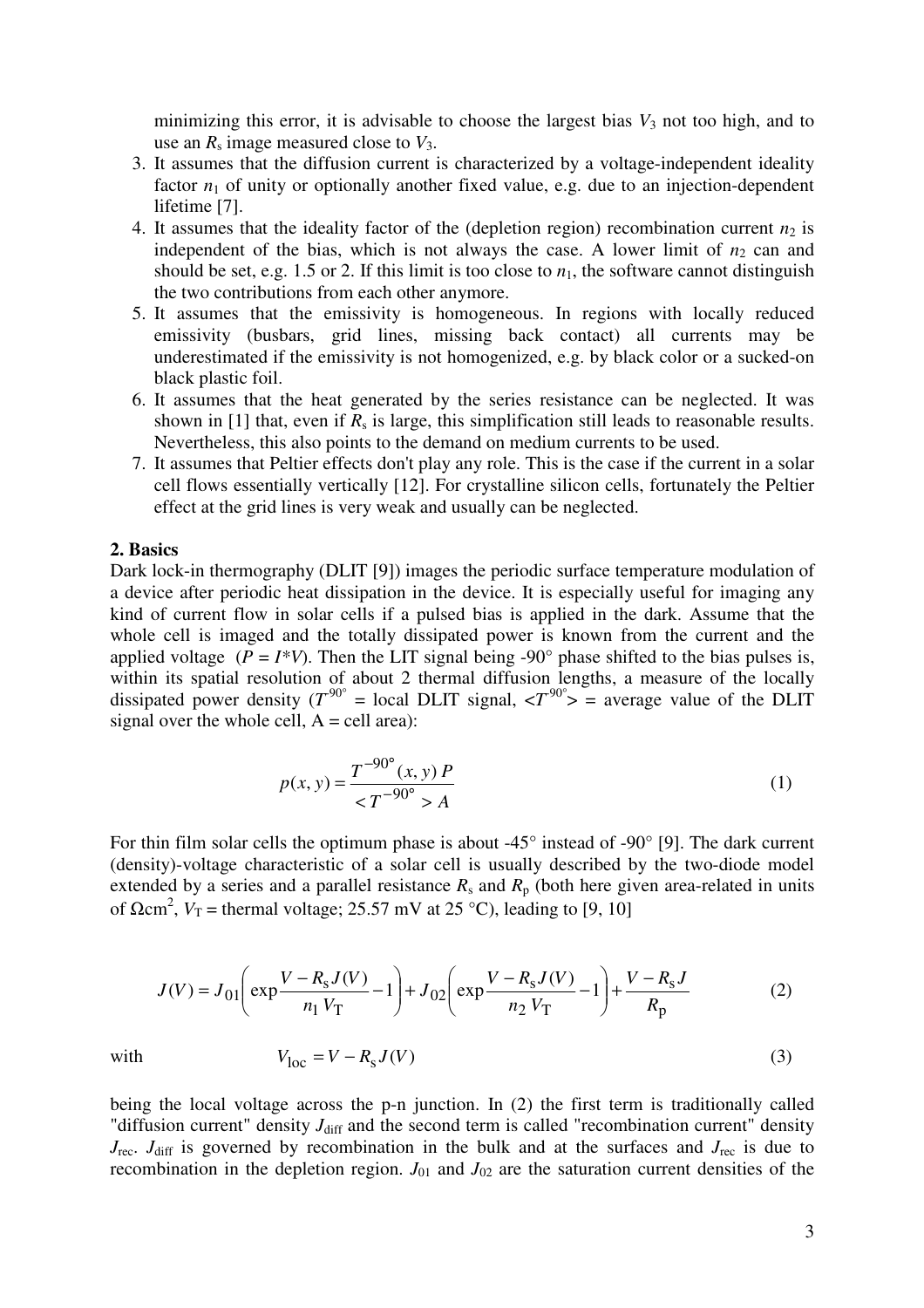minimizing this error, it is advisable to choose the largest bias $V_3$ not too high, and to use an $R_s$ image measured close to $V_3$.

3. It assumes that the diffusion current is characterized by a voltage-independent ideality factor $n_1$ of unity or optionally another fixed value, e.g. due to an injection-dependent lifetime [7].
4. It assumes that the ideality factor of the (depletion region) recombination current $n_2$ is independent of the bias, which is not always the case. A lower limit of $n_2$ can and should be set, e.g. 1.5 or 2. If this limit is too close to $n_1$, the software cannot distinguish the two contributions from each other anymore.
5. It assumes that the emissivity is homogeneous. In regions with locally reduced emissivity (busbars, grid lines, missing back contact) all currents may be underestimated if the emissivity is not homogenized, e.g. by black color or a sucked-on black plastic foil.
6. It assumes that the heat generated by the series resistance can be neglected. It was shown in [1] that, even if $R_s$ is large, this simplification still leads to reasonable results. Nevertheless, this also points to the demand on medium currents to be used.
7. It assumes that Peltier effects don't play any role. This is the case if the current in a solar cell flows essentially vertically [12]. For crystalline silicon cells, fortunately the Peltier effect at the grid lines is very weak and usually can be neglected.

## 2. Basics

Dark lock-in thermography (DLIT [9]) images the periodic surface temperature modulation of a device after periodic heat dissipation in the device. It is especially useful for imaging any kind of current flow in solar cells if a pulsed bias is applied in the dark. Assume that the whole cell is imaged and the totally dissipated power is known from the current and the applied voltage ($P = I*V$). Then the LIT signal being -90° phase shifted to the bias pulses is, within its spatial resolution of about 2 thermal diffusion lengths, a measure of the locally dissipated power density ($T^{-90^\circ}$ = local DLIT signal, $<T^{-90^\circ}>$ = average value of the DLIT signal over the whole cell, A = cell area):

$$p(x,y) = \frac{T^{-90^\circ}(x,y)\,P}{<T^{-90^\circ}>A} \tag{1}$$

For thin film solar cells the optimum phase is about -45° instead of -90° [9]. The dark current (density)-voltage characteristic of a solar cell is usually described by the two-diode model extended by a series and a parallel resistance $R_s$ and $R_p$ (both here given area-related in units of $\Omega\text{cm}^2$, $V_T$ = thermal voltage; 25.57 mV at 25 °C), leading to [9, 10]

$$J(V) = J_{01}\left(\exp\frac{V - R_s J(V)}{n_1 V_T} - 1\right) + J_{02}\left(\exp\frac{V - R_s J(V)}{n_2 V_T} - 1\right) + \frac{V - R_s J}{R_p} \tag{2}$$

with

$$V_{loc} = V - R_s J(V) \tag{3}$$

being the local voltage across the p-n junction. In (2) the first term is traditionally called "diffusion current" density $J_{diff}$ and the second term is called "recombination current" density $J_{rec}$. $J_{diff}$ is governed by recombination in the bulk and at the surfaces and $J_{rec}$ is due to recombination in the depletion region. $J_{01}$ and $J_{02}$ are the saturation current densities of the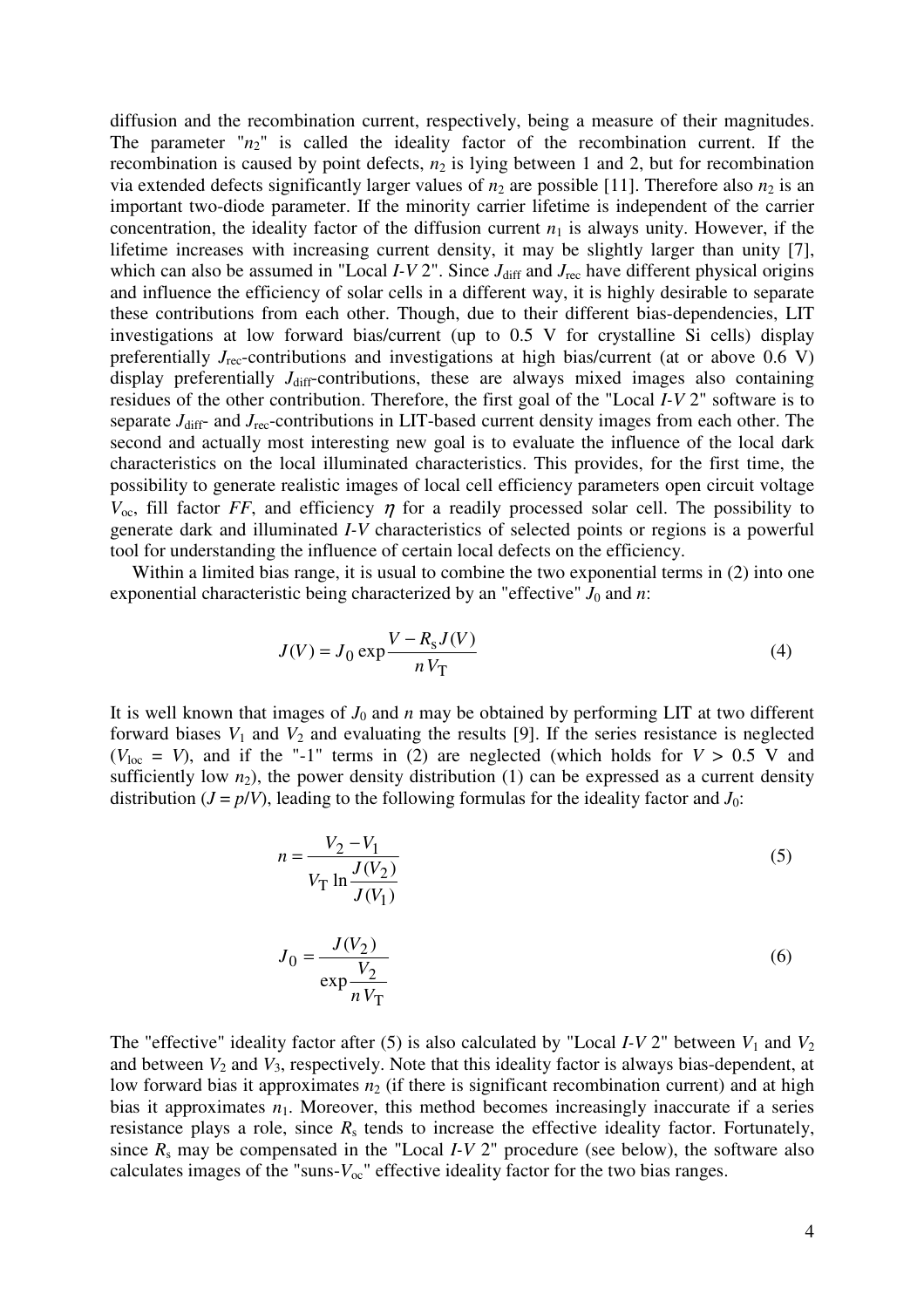diffusion and the recombination current, respectively, being a measure of their magnitudes. The parameter "$n_2$" is called the ideality factor of the recombination current. If the recombination is caused by point defects, $n_2$ is lying between 1 and 2, but for recombination via extended defects significantly larger values of $n_2$ are possible [11]. Therefore also $n_2$ is an important two-diode parameter. If the minority carrier lifetime is independent of the carrier concentration, the ideality factor of the diffusion current $n_1$ is always unity. However, if the lifetime increases with increasing current density, it may be slightly larger than unity [7], which can also be assumed in "Local *I-V* 2". Since $J_{diff}$ and $J_{rec}$ have different physical origins and influence the efficiency of solar cells in a different way, it is highly desirable to separate these contributions from each other. Though, due to their different bias-dependencies, LIT investigations at low forward bias/current (up to 0.5 V for crystalline Si cells) display preferentially $J_{rec}$-contributions and investigations at high bias/current (at or above 0.6 V) display preferentially $J_{diff}$-contributions, these are always mixed images also containing residues of the other contribution. Therefore, the first goal of the "Local *I-V* 2" software is to separate $J_{diff}$- and $J_{rec}$-contributions in LIT-based current density images from each other. The second and actually most interesting new goal is to evaluate the influence of the local dark characteristics on the local illuminated characteristics. This provides, for the first time, the possibility to generate realistic images of local cell efficiency parameters open circuit voltage $V_{oc}$, fill factor *FF*, and efficiency $\eta$ for a readily processed solar cell. The possibility to generate dark and illuminated *I-V* characteristics of selected points or regions is a powerful tool for understanding the influence of certain local defects on the efficiency.

Within a limited bias range, it is usual to combine the two exponential terms in (2) into one exponential characteristic being characterized by an "effective" $J_0$ and $n$:

$$J(V) = J_0 \exp\frac{V - R_s J(V)}{n V_T} \tag{4}$$

It is well known that images of $J_0$ and $n$ may be obtained by performing LIT at two different forward biases $V_1$ and $V_2$ and evaluating the results [9]. If the series resistance is neglected ($V_{loc} = V$), and if the "-1" terms in (2) are neglected (which holds for $V > 0.5$ V and sufficiently low $n_2$), the power density distribution (1) can be expressed as a current density distribution ($J = p/V$), leading to the following formulas for the ideality factor and $J_0$:

$$n = \frac{V_2 - V_1}{V_T \ln\dfrac{J(V_2)}{J(V_1)}} \tag{5}$$

$$J_0 = \frac{J(V_2)}{\exp\dfrac{V_2}{n V_T}} \tag{6}$$

The "effective" ideality factor after (5) is also calculated by "Local *I-V* 2" between $V_1$ and $V_2$ and between $V_2$ and $V_3$, respectively. Note that this ideality factor is always bias-dependent, at low forward bias it approximates $n_2$ (if there is significant recombination current) and at high bias it approximates $n_1$. Moreover, this method becomes increasingly inaccurate if a series resistance plays a role, since $R_s$ tends to increase the effective ideality factor. Fortunately, since $R_s$ may be compensated in the "Local *I-V* 2" procedure (see below), the software also calculates images of the "suns-$V_{oc}$" effective ideality factor for the two bias ranges.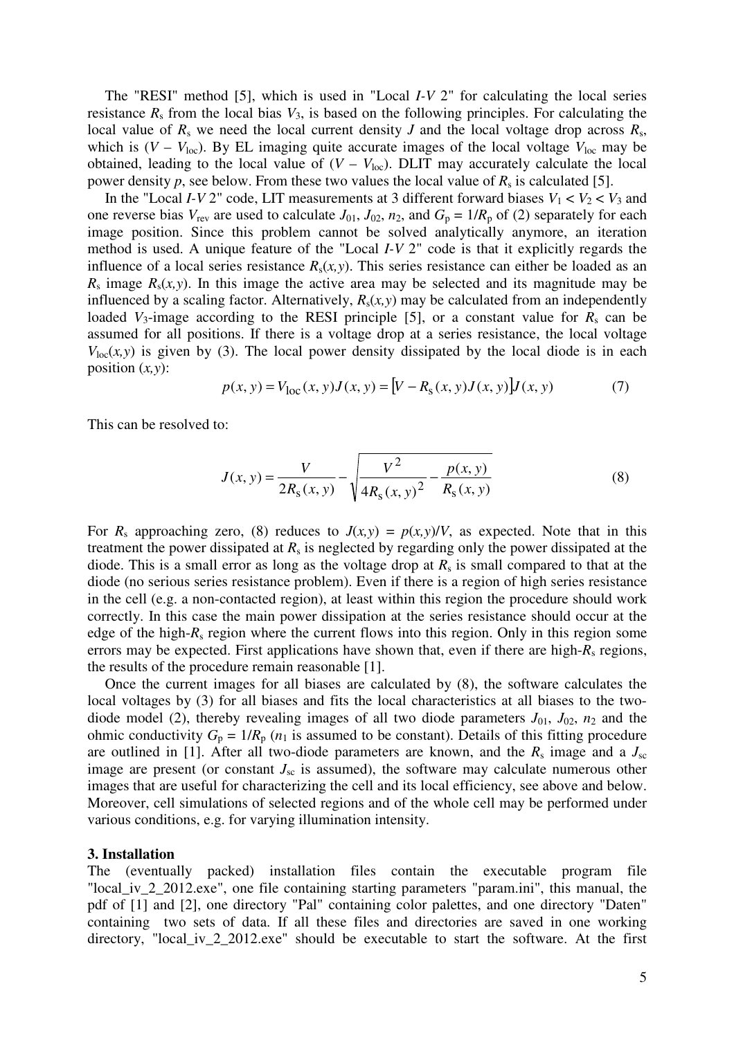The "RESI" method [5], which is used in "Local *I-V* 2" for calculating the local series resistance $R_s$ from the local bias $V_3$, is based on the following principles. For calculating the local value of $R_s$ we need the local current density $J$ and the local voltage drop across $R_s$, which is $(V - V_{loc})$. By EL imaging quite accurate images of the local voltage $V_{loc}$ may be obtained, leading to the local value of $(V - V_{loc})$. DLIT may accurately calculate the local power density $p$, see below. From these two values the local value of $R_s$ is calculated [5].

In the "Local *I-V* 2" code, LIT measurements at 3 different forward biases $V_1 < V_2 < V_3$ and one reverse bias $V_{rev}$ are used to calculate $J_{01}$, $J_{02}$, $n_2$, and $G_p = 1/R_p$ of (2) separately for each image position. Since this problem cannot be solved analytically anymore, an iteration method is used. A unique feature of the "Local *I-V* 2" code is that it explicitly regards the influence of a local series resistance $R_s(x,y)$. This series resistance can either be loaded as an $R_s$ image $R_s(x,y)$. In this image the active area may be selected and its magnitude may be influenced by a scaling factor. Alternatively, $R_s(x,y)$ may be calculated from an independently loaded $V_3$-image according to the RESI principle [5], or a constant value for $R_s$ can be assumed for all positions. If there is a voltage drop at a series resistance, the local voltage $V_{loc}(x,y)$ is given by (3). The local power density dissipated by the local diode is in each position $(x,y)$:

$$p(x,y) = V_{loc}(x,y)J(x,y) = \left[V - R_s(x,y)J(x,y)\right]J(x,y) \tag{7}$$

This can be resolved to:

$$J(x,y) = \frac{V}{2R_s(x,y)} - \sqrt{\frac{V^2}{4R_s(x,y)^2} - \frac{p(x,y)}{R_s(x,y)}} \tag{8}$$

For $R_s$ approaching zero, (8) reduces to $J(x,y) = p(x,y)/V$, as expected. Note that in this treatment the power dissipated at $R_s$ is neglected by regarding only the power dissipated at the diode. This is a small error as long as the voltage drop at $R_s$ is small compared to that at the diode (no serious series resistance problem). Even if there is a region of high series resistance in the cell (e.g. a non-contacted region), at least within this region the procedure should work correctly. In this case the main power dissipation at the series resistance should occur at the edge of the high-$R_s$ region where the current flows into this region. Only in this region some errors may be expected. First applications have shown that, even if there are high-$R_s$ regions, the results of the procedure remain reasonable [1].

Once the current images for all biases are calculated by (8), the software calculates the local voltages by (3) for all biases and fits the local characteristics at all biases to the two-diode model (2), thereby revealing images of all two diode parameters $J_{01}$, $J_{02}$, $n_2$ and the ohmic conductivity $G_p = 1/R_p$ ($n_1$ is assumed to be constant). Details of this fitting procedure are outlined in [1]. After all two-diode parameters are known, and the $R_s$ image and a $J_{sc}$ image are present (or constant $J_{sc}$ is assumed), the software may calculate numerous other images that are useful for characterizing the cell and its local efficiency, see above and below. Moreover, cell simulations of selected regions and of the whole cell may be performed under various conditions, e.g. for varying illumination intensity.

## 3. Installation

The (eventually packed) installation files contain the executable program file "local_iv_2_2012.exe", one file containing starting parameters "param.ini", this manual, the pdf of [1] and [2], one directory "Pal" containing color palettes, and one directory "Daten" containing two sets of data. If all these files and directories are saved in one working directory, "local_iv_2_2012.exe" should be executable to start the software. At the first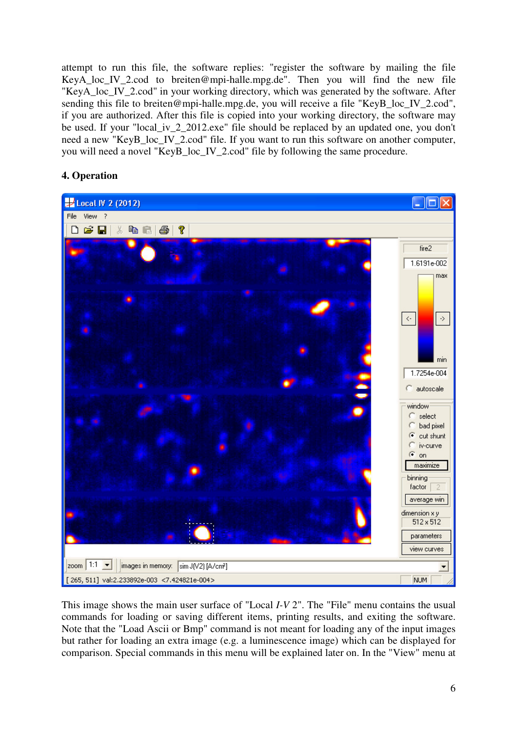attempt to run this file, the software replies: "register the software by mailing the file KeyA_loc_IV_2.cod to breiten@mpi-halle.mpg.de". Then you will find the new file "KeyA_loc_IV_2.cod" in your working directory, which was generated by the software. After sending this file to breiten@mpi-halle.mpg.de, you will receive a file "KeyB_loc_IV_2.cod", if you are authorized. After this file is copied into your working directory, the software may be used. If your "local_iv_2_2012.exe" file should be replaced by an updated one, you don't need a new "KeyB_loc_IV_2.cod" file. If you want to run this software on another computer, you will need a novel "KeyB_loc_IV_2.cod" file by following the same procedure.

## 4. Operation

This image shows the main user surface of "Local *I-V* 2". The "File" menu contains the usual commands for loading or saving different items, printing results, and exiting the software. Note that the "Load Ascii or Bmp" command is not meant for loading any of the input images but rather for loading an extra image (e.g. a luminescence image) which can be displayed for comparison. Special commands in this menu will be explained later on. In the "View" menu at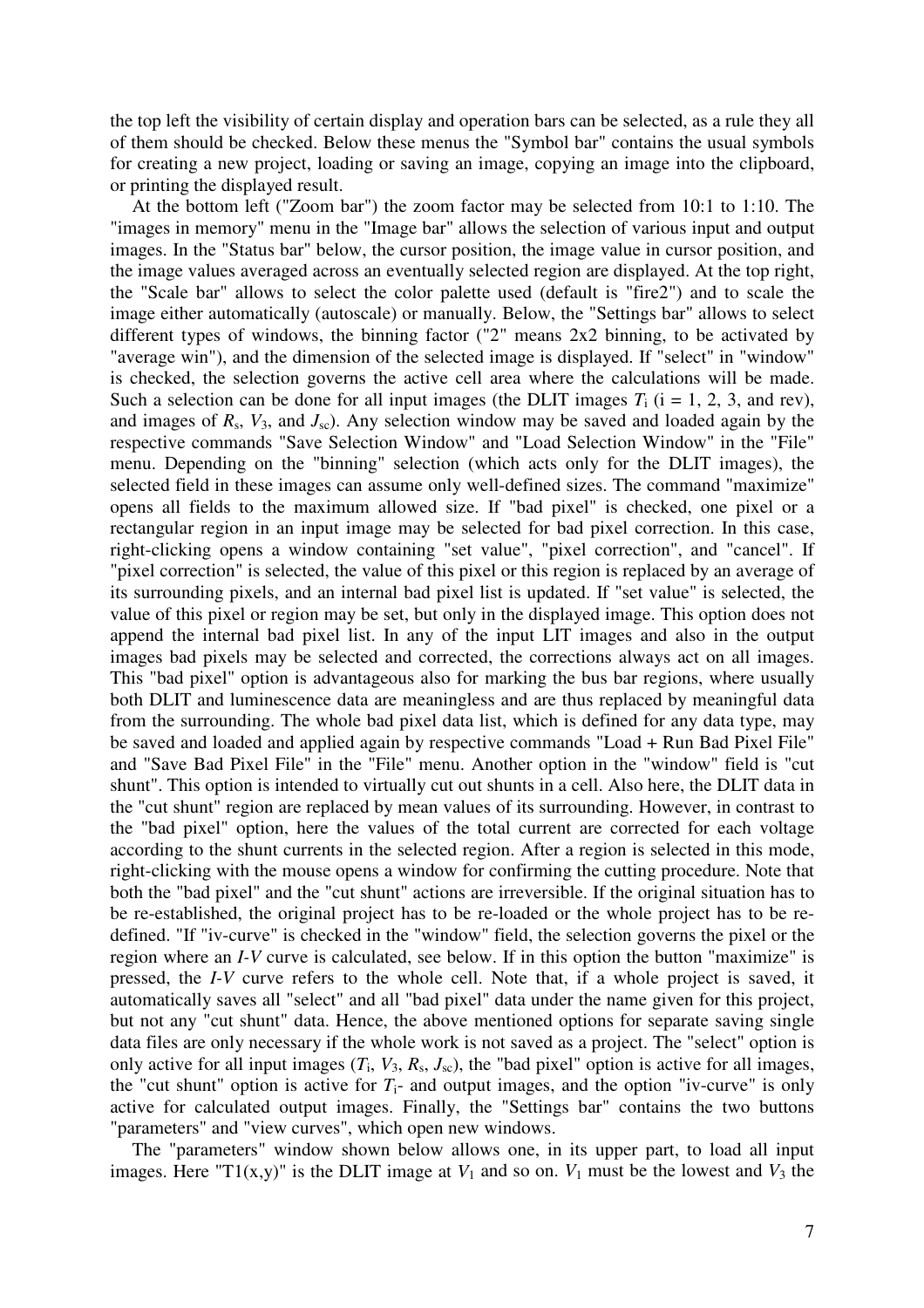the top left the visibility of certain display and operation bars can be selected, as a rule they all of them should be checked. Below these menus the "Symbol bar" contains the usual symbols for creating a new project, loading or saving an image, copying an image into the clipboard, or printing the displayed result.

At the bottom left ("Zoom bar") the zoom factor may be selected from 10:1 to 1:10. The "images in memory" menu in the "Image bar" allows the selection of various input and output images. In the "Status bar" below, the cursor position, the image value in cursor position, and the image values averaged across an eventually selected region are displayed. At the top right, the "Scale bar" allows to select the color palette used (default is "fire2") and to scale the image either automatically (autoscale) or manually. Below, the "Settings bar" allows to select different types of windows, the binning factor ("2" means 2x2 binning, to be activated by "average win"), and the dimension of the selected image is displayed. If "select" in "window" is checked, the selection governs the active cell area where the calculations will be made. Such a selection can be done for all input images (the DLIT images $T_i$ (i = 1, 2, 3, and rev), and images of $R_s$, $V_3$, and $J_{sc}$). Any selection window may be saved and loaded again by the respective commands "Save Selection Window" and "Load Selection Window" in the "File" menu. Depending on the "binning" selection (which acts only for the DLIT images), the selected field in these images can assume only well-defined sizes. The command "maximize" opens all fields to the maximum allowed size. If "bad pixel" is checked, one pixel or a rectangular region in an input image may be selected for bad pixel correction. In this case, right-clicking opens a window containing "set value", "pixel correction", and "cancel". If "pixel correction" is selected, the value of this pixel or this region is replaced by an average of its surrounding pixels, and an internal bad pixel list is updated. If "set value" is selected, the value of this pixel or region may be set, but only in the displayed image. This option does not append the internal bad pixel list. In any of the input LIT images and also in the output images bad pixels may be selected and corrected, the corrections always act on all images. This "bad pixel" option is advantageous also for marking the bus bar regions, where usually both DLIT and luminescence data are meaningless and are thus replaced by meaningful data from the surrounding. The whole bad pixel data list, which is defined for any data type, may be saved and loaded and applied again by respective commands "Load + Run Bad Pixel File" and "Save Bad Pixel File" in the "File" menu. Another option in the "window" field is "cut shunt". This option is intended to virtually cut out shunts in a cell. Also here, the DLIT data in the "cut shunt" region are replaced by mean values of its surrounding. However, in contrast to the "bad pixel" option, here the values of the total current are corrected for each voltage according to the shunt currents in the selected region. After a region is selected in this mode, right-clicking with the mouse opens a window for confirming the cutting procedure. Note that both the "bad pixel" and the "cut shunt" actions are irreversible. If the original situation has to be re-established, the original project has to be re-loaded or the whole project has to be re-defined. "If "iv-curve" is checked in the "window" field, the selection governs the pixel or the region where an *I-V* curve is calculated, see below. If in this option the button "maximize" is pressed, the *I-V* curve refers to the whole cell. Note that, if a whole project is saved, it automatically saves all "select" and all "bad pixel" data under the name given for this project, but not any "cut shunt" data. Hence, the above mentioned options for separate saving single data files are only necessary if the whole work is not saved as a project. The "select" option is only active for all input images ($T_i$, $V_3$, $R_s$, $J_{sc}$), the "bad pixel" option is active for all images, the "cut shunt" option is active for $T_i$- and output images, and the option "iv-curve" is only active for calculated output images. Finally, the "Settings bar" contains the two buttons "parameters" and "view curves", which open new windows.

The "parameters" window shown below allows one, in its upper part, to load all input images. Here "T1(x,y)" is the DLIT image at $V_1$ and so on. $V_1$ must be the lowest and $V_3$ the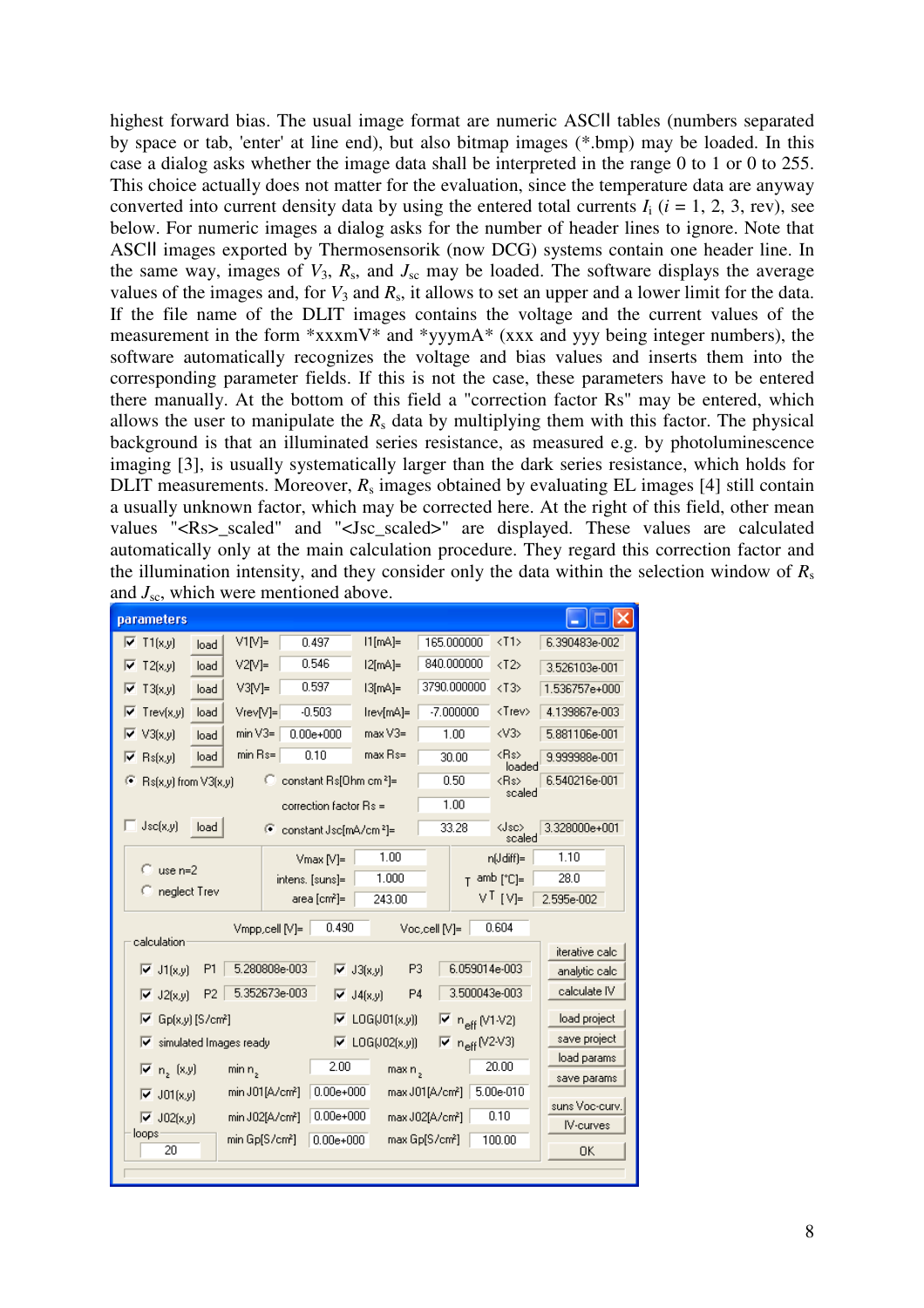highest forward bias. The usual image format are numeric ASCII tables (numbers separated by space or tab, 'enter' at line end), but also bitmap images (*.bmp) may be loaded. In this case a dialog asks whether the image data shall be interpreted in the range 0 to 1 or 0 to 255. This choice actually does not matter for the evaluation, since the temperature data are anyway converted into current density data by using the entered total currents $I_i$ ($i$ = 1, 2, 3, rev), see below. For numeric images a dialog asks for the number of header lines to ignore. Note that ASCII images exported by Thermosensorik (now DCG) systems contain one header line. In the same way, images of $V_3$, $R_s$, and $J_{sc}$ may be loaded. The software displays the average values of the images and, for $V_3$ and $R_s$, it allows to set an upper and a lower limit for the data. If the file name of the DLIT images contains the voltage and the current values of the measurement in the form *xxxmV* and *yyymA* (xxx and yyy being integer numbers), the software automatically recognizes the voltage and bias values and inserts them into the corresponding parameter fields. If this is not the case, these parameters have to be entered there manually. At the bottom of this field a "correction factor Rs" may be entered, which allows the user to manipulate the $R_s$ data by multiplying them with this factor. The physical background is that an illuminated series resistance, as measured e.g. by photoluminescence imaging [3], is usually systematically larger than the dark series resistance, which holds for DLIT measurements. Moreover, $R_s$ images obtained by evaluating EL images [4] still contain a usually unknown factor, which may be corrected here. At the right of this field, other mean values "<Rs>_scaled" and "<Jsc_scaled>" are displayed. These values are calculated automatically only at the main calculation procedure. They regard this correction factor and the illumination intensity, and they consider only the data within the selection window of $R_s$ and $J_{sc}$, which were mentioned above.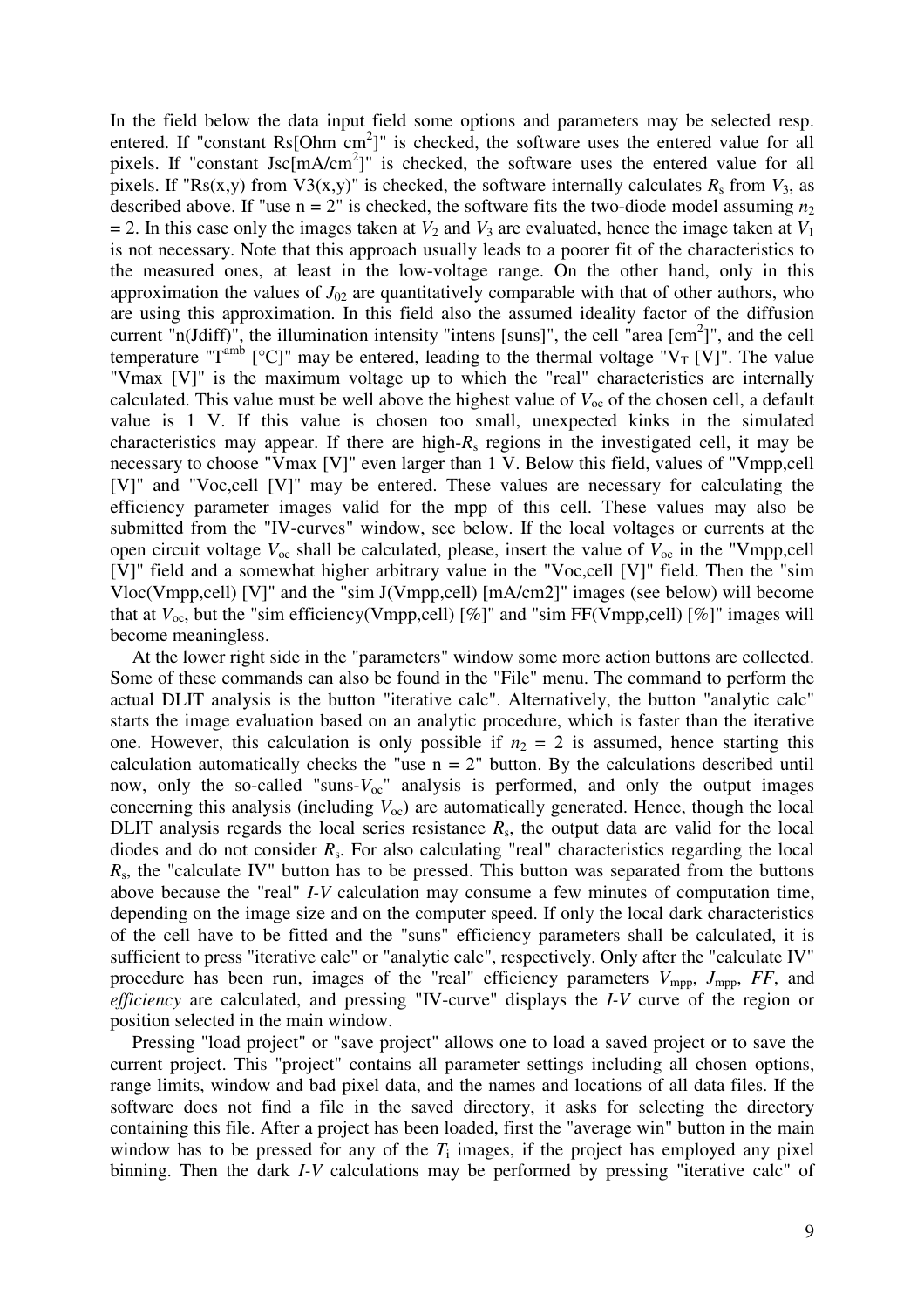In the field below the data input field some options and parameters may be selected resp. entered. If "constant Rs[Ohm cm$^2$]" is checked, the software uses the entered value for all pixels. If "constant Jsc[mA/cm$^2$]" is checked, the software uses the entered value for all pixels. If "Rs(x,y) from V3(x,y)" is checked, the software internally calculates $R_s$ from $V_3$, as described above. If "use n = 2" is checked, the software fits the two-diode model assuming $n_2 = 2$. In this case only the images taken at $V_2$ and $V_3$ are evaluated, hence the image taken at $V_1$ is not necessary. Note that this approach usually leads to a poorer fit of the characteristics to the measured ones, at least in the low-voltage range. On the other hand, only in this approximation the values of $J_{02}$ are quantitatively comparable with that of other authors, who are using this approximation. In this field also the assumed ideality factor of the diffusion current "n(Jdiff)", the illumination intensity "intens [suns]", the cell "area [cm$^2$]", and the cell temperature "T$^{amb}$ [°C]" may be entered, leading to the thermal voltage "V$_T$ [V]". The value "Vmax [V]" is the maximum voltage up to which the "real" characteristics are internally calculated. This value must be well above the highest value of $V_{oc}$ of the chosen cell, a default value is 1 V. If this value is chosen too small, unexpected kinks in the simulated characteristics may appear. If there are high-$R_s$ regions in the investigated cell, it may be necessary to choose "Vmax [V]" even larger than 1 V. Below this field, values of "Vmpp,cell [V]" and "Voc,cell [V]" may be entered. These values are necessary for calculating the efficiency parameter images valid for the mpp of this cell. These values may also be submitted from the "IV-curves" window, see below. If the local voltages or currents at the open circuit voltage $V_{oc}$ shall be calculated, please, insert the value of $V_{oc}$ in the "Vmpp,cell [V]" field and a somewhat higher arbitrary value in the "Voc,cell [V]" field. Then the "sim Vloc(Vmpp,cell) [V]" and the "sim J(Vmpp,cell) [mA/cm2]" images (see below) will become that at $V_{oc}$, but the "sim efficiency(Vmpp,cell) [%]" and "sim FF(Vmpp,cell) [%]" images will become meaningless.

At the lower right side in the "parameters" window some more action buttons are collected. Some of these commands can also be found in the "File" menu. The command to perform the actual DLIT analysis is the button "iterative calc". Alternatively, the button "analytic calc" starts the image evaluation based on an analytic procedure, which is faster than the iterative one. However, this calculation is only possible if $n_2 = 2$ is assumed, hence starting this calculation automatically checks the "use n = 2" button. By the calculations described until now, only the so-called "suns-$V_{oc}$" analysis is performed, and only the output images concerning this analysis (including $V_{oc}$) are automatically generated. Hence, though the local DLIT analysis regards the local series resistance $R_s$, the output data are valid for the local diodes and do not consider $R_s$. For also calculating "real" characteristics regarding the local $R_s$, the "calculate IV" button has to be pressed. This button was separated from the buttons above because the "real" *I-V* calculation may consume a few minutes of computation time, depending on the image size and on the computer speed. If only the local dark characteristics of the cell have to be fitted and the "suns" efficiency parameters shall be calculated, it is sufficient to press "iterative calc" or "analytic calc", respectively. Only after the "calculate IV" procedure has been run, images of the "real" efficiency parameters $V_{mpp}$, $J_{mpp}$, *FF*, and *efficiency* are calculated, and pressing "IV-curve" displays the *I-V* curve of the region or position selected in the main window.

Pressing "load project" or "save project" allows one to load a saved project or to save the current project. This "project" contains all parameter settings including all chosen options, range limits, window and bad pixel data, and the names and locations of all data files. If the software does not find a file in the saved directory, it asks for selecting the directory containing this file. After a project has been loaded, first the "average win" button in the main window has to be pressed for any of the $T_i$ images, if the project has employed any pixel binning. Then the dark *I-V* calculations may be performed by pressing "iterative calc" of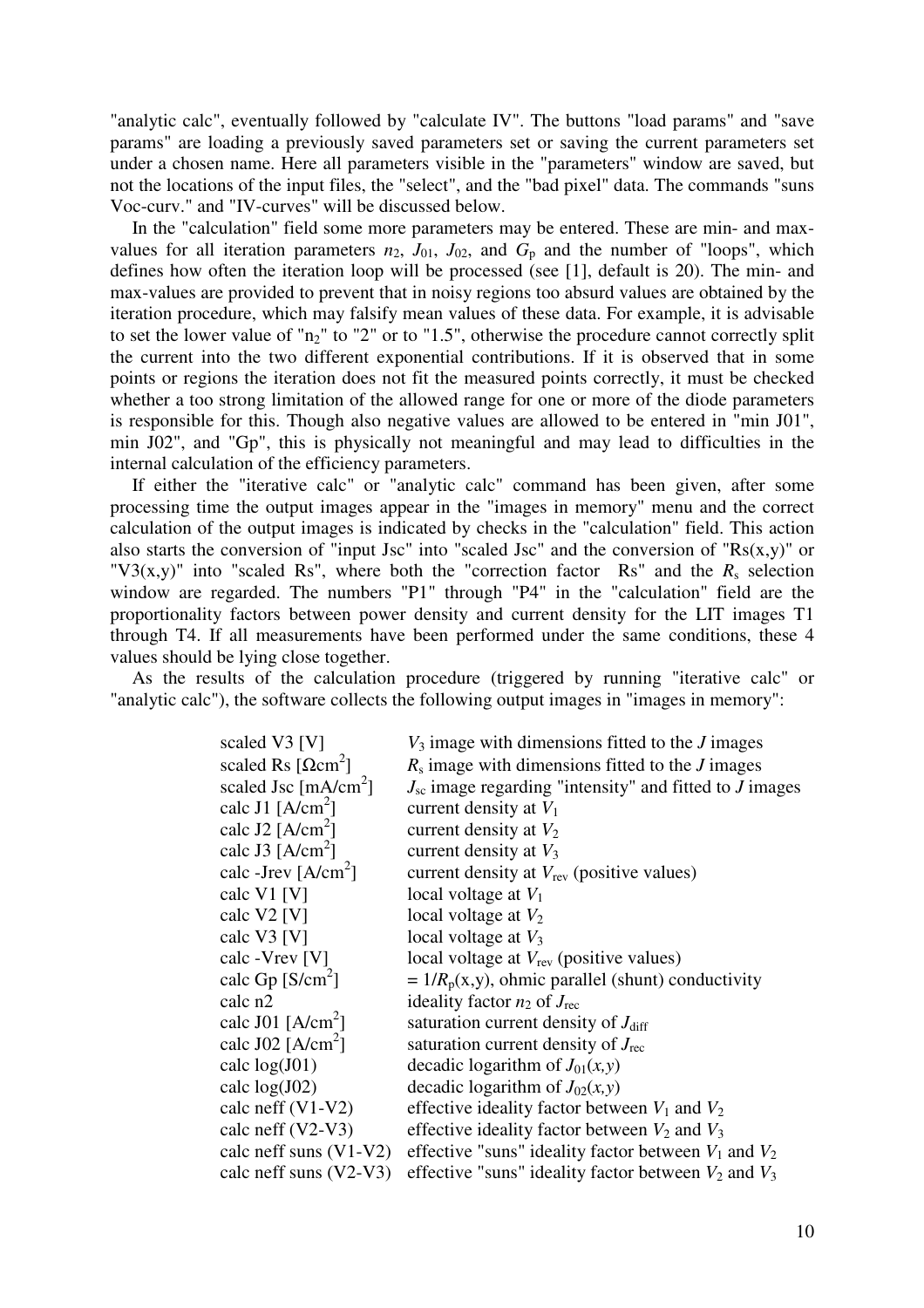"analytic calc", eventually followed by "calculate IV". The buttons "load params" and "save params" are loading a previously saved parameters set or saving the current parameters set under a chosen name. Here all parameters visible in the "parameters" window are saved, but not the locations of the input files, the "select", and the "bad pixel" data. The commands "suns Voc-curv." and "IV-curves" will be discussed below.

In the "calculation" field some more parameters may be entered. These are min- and max-values for all iteration parameters $n_2$, $J_{01}$, $J_{02}$, and $G_p$ and the number of "loops", which defines how often the iteration loop will be processed (see [1], default is 20). The min- and max-values are provided to prevent that in noisy regions too absurd values are obtained by the iteration procedure, which may falsify mean values of these data. For example, it is advisable to set the lower value of "$n_2$" to "2" or to "1.5", otherwise the procedure cannot correctly split the current into the two different exponential contributions. If it is observed that in some points or regions the iteration does not fit the measured points correctly, it must be checked whether a too strong limitation of the allowed range for one or more of the diode parameters is responsible for this. Though also negative values are allowed to be entered in "min J01", min J02", and "Gp", this is physically not meaningful and may lead to difficulties in the internal calculation of the efficiency parameters.

If either the "iterative calc" or "analytic calc" command has been given, after some processing time the output images appear in the "images in memory" menu and the correct calculation of the output images is indicated by checks in the "calculation" field. This action also starts the conversion of "input Jsc" into "scaled Jsc" and the conversion of "Rs(x,y)" or "V3(x,y)" into "scaled Rs", where both the "correction factor Rs" and the $R_s$ selection window are regarded. The numbers "P1" through "P4" in the "calculation" field are the proportionality factors between power density and current density for the LIT images T1 through T4. If all measurements have been performed under the same conditions, these 4 values should be lying close together.

As the results of the calculation procedure (triggered by running "iterative calc" or "analytic calc"), the software collects the following output images in "images in memory":

| | |
|---|---|
| scaled V3 [V] | $V_3$ image with dimensions fitted to the $J$ images |
| scaled Rs [$\Omega$cm$^2$] | $R_s$ image with dimensions fitted to the $J$ images |
| scaled Jsc [mA/cm$^2$] | $J_{sc}$ image regarding "intensity" and fitted to $J$ images |
| calc J1 [A/cm$^2$] | current density at $V_1$ |
| calc J2 [A/cm$^2$] | current density at $V_2$ |
| calc J3 [A/cm$^2$] | current density at $V_3$ |
| calc -Jrev [A/cm$^2$] | current density at $V_{rev}$ (positive values) |
| calc V1 [V] | local voltage at $V_1$ |
| calc V2 [V] | local voltage at $V_2$ |
| calc V3 [V] | local voltage at $V_3$ |
| calc -Vrev [V] | local voltage at $V_{rev}$ (positive values) |
| calc Gp [S/cm$^2$] | $= 1/R_p$(x,y), ohmic parallel (shunt) conductivity |
| calc n2 | ideality factor $n_2$ of $J_{rec}$ |
| calc J01 [A/cm$^2$] | saturation current density of $J_{diff}$ |
| calc J02 [A/cm$^2$] | saturation current density of $J_{rec}$ |
| calc log(J01) | decadic logarithm of $J_{01}(x,y)$ |
| calc log(J02) | decadic logarithm of $J_{02}(x,y)$ |
| calc neff (V1-V2) | effective ideality factor between $V_1$ and $V_2$ |
| calc neff (V2-V3) | effective ideality factor between $V_2$ and $V_3$ |
| calc neff suns (V1-V2) | effective "suns" ideality factor between $V_1$ and $V_2$ |
| calc neff suns (V2-V3) | effective "suns" ideality factor between $V_2$ and $V_3$ |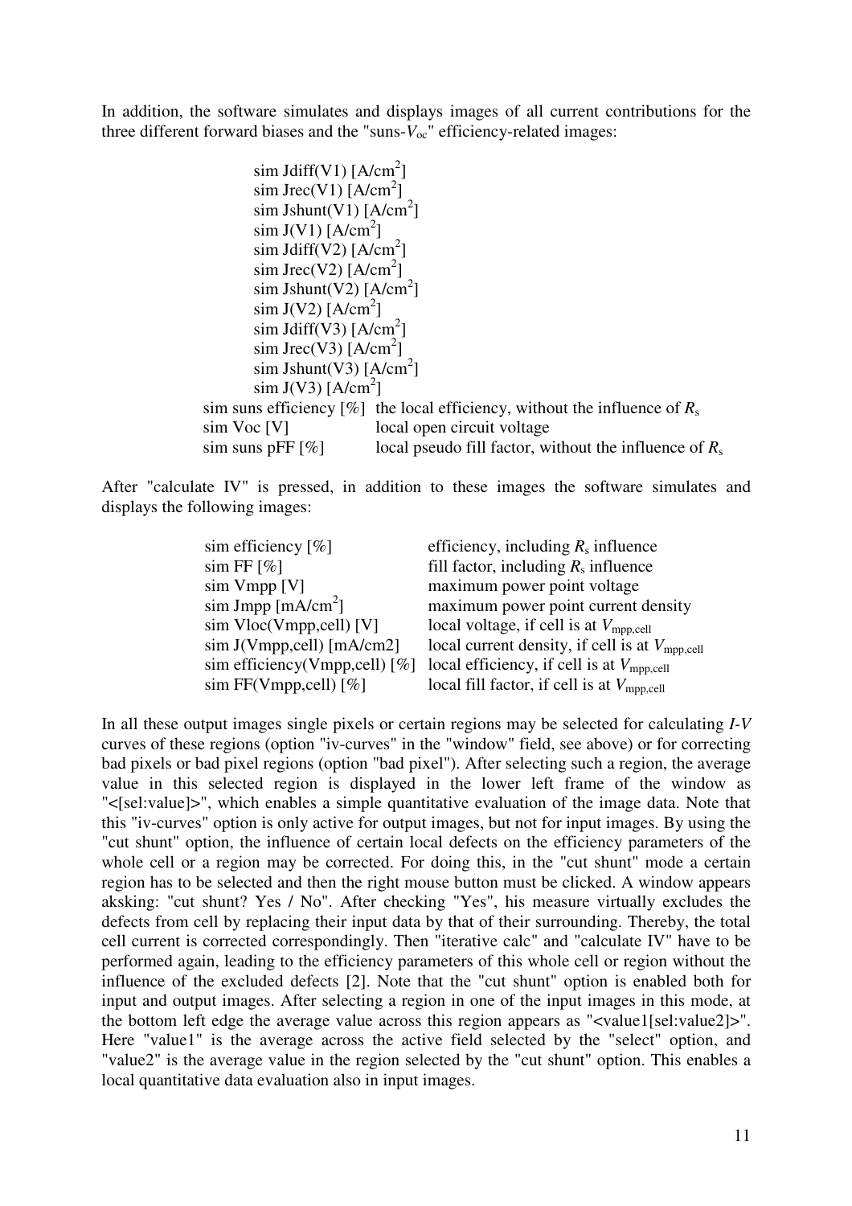In addition, the software simulates and displays images of all current contributions for the three different forward biases and the "suns-$V_{oc}$" efficiency-related images:

sim Jdiff(V1) [A/cm$^2$]
sim Jrec(V1) [A/cm$^2$]
sim Jshunt(V1) [A/cm$^2$]
sim J(V1) [A/cm$^2$]
sim Jdiff(V2) [A/cm$^2$]
sim Jrec(V2) [A/cm$^2$]
sim Jshunt(V2) [A/cm$^2$]
sim J(V2) [A/cm$^2$]
sim Jdiff(V3) [A/cm$^2$]
sim Jrec(V3) [A/cm$^2$]
sim Jshunt(V3) [A/cm$^2$]
sim J(V3) [A/cm$^2$]

| | |
|---|---|
| sim suns efficiency [%] | the local efficiency, without the influence of $R_s$ |
| sim Voc [V] | local open circuit voltage |
| sim suns pFF [%] | local pseudo fill factor, without the influence of $R_s$ |

After "calculate IV" is pressed, in addition to these images the software simulates and displays the following images:

| | |
|---|---|
| sim efficiency [%] | efficiency, including $R_s$ influence |
| sim FF [%] | fill factor, including $R_s$ influence |
| sim Vmpp [V] | maximum power point voltage |
| sim Jmpp [mA/cm$^2$] | maximum power point current density |
| sim Vloc(Vmpp,cell) [V] | local voltage, if cell is at $V_{mpp,cell}$ |
| sim J(Vmpp,cell) [mA/cm2] | local current density, if cell is at $V_{mpp,cell}$ |
| sim efficiency(Vmpp,cell) [%] | local efficiency, if cell is at $V_{mpp,cell}$ |
| sim FF(Vmpp,cell) [%] | local fill factor, if cell is at $V_{mpp,cell}$ |

In all these output images single pixels or certain regions may be selected for calculating *I-V* curves of these regions (option "iv-curves" in the "window" field, see above) or for correcting bad pixels or bad pixel regions (option "bad pixel"). After selecting such a region, the average value in this selected region is displayed in the lower left frame of the window as "<[sel:value]>", which enables a simple quantitative evaluation of the image data. Note that this "iv-curves" option is only active for output images, but not for input images. By using the "cut shunt" option, the influence of certain local defects on the efficiency parameters of the whole cell or a region may be corrected. For doing this, in the "cut shunt" mode a certain region has to be selected and then the right mouse button must be clicked. A window appears aksking: "cut shunt? Yes / No". After checking "Yes", his measure virtually excludes the defects from cell by replacing their input data by that of their surrounding. Thereby, the total cell current is corrected correspondingly. Then "iterative calc" and "calculate IV" have to be performed again, leading to the efficiency parameters of this whole cell or region without the influence of the excluded defects [2]. Note that the "cut shunt" option is enabled both for input and output images. After selecting a region in one of the input images in this mode, at the bottom left edge the average value across this region appears as "<value1[sel:value2]>". Here "value1" is the average across the active field selected by the "select" option, and "value2" is the average value in the region selected by the "cut shunt" option. This enables a local quantitative data evaluation also in input images.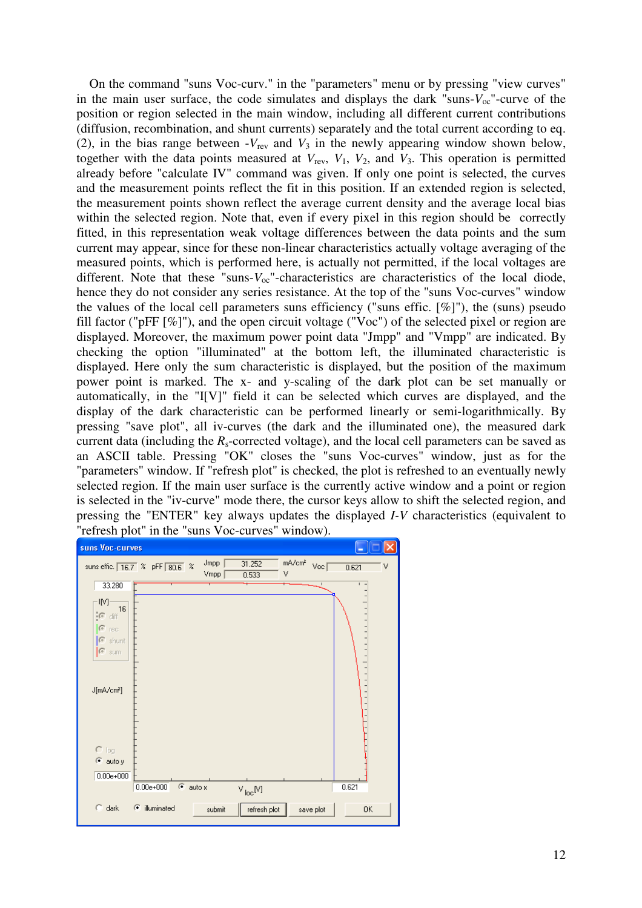On the command "suns Voc-curv." in the "parameters" menu or by pressing "view curves" in the main user surface, the code simulates and displays the dark "suns-$V_{oc}$"-curve of the position or region selected in the main window, including all different current contributions (diffusion, recombination, and shunt currents) separately and the total current according to eq. (2), in the bias range between $-V_{rev}$ and $V_3$ in the newly appearing window shown below, together with the data points measured at $V_{rev}$, $V_1$, $V_2$, and $V_3$. This operation is permitted already before "calculate IV" command was given. If only one point is selected, the curves and the measurement points reflect the fit in this position. If an extended region is selected, the measurement points shown reflect the average current density and the average local bias within the selected region. Note that, even if every pixel in this region should be correctly fitted, in this representation weak voltage differences between the data points and the sum current may appear, since for these non-linear characteristics actually voltage averaging of the measured points, which is performed here, is actually not permitted, if the local voltages are different. Note that these "suns-$V_{oc}$"-characteristics are characteristics of the local diode, hence they do not consider any series resistance. At the top of the "suns Voc-curves" window the values of the local cell parameters suns efficiency ("suns effic. [%]"), the (suns) pseudo fill factor ("pFF [%]"), and the open circuit voltage ("Voc") of the selected pixel or region are displayed. Moreover, the maximum power point data "Jmpp" and "Vmpp" are indicated. By checking the option "illuminated" at the bottom left, the illuminated characteristic is displayed. Here only the sum characteristic is displayed, but the position of the maximum power point is marked. The x- and y-scaling of the dark plot can be set manually or automatically, in the "I[V]" field it can be selected which curves are displayed, and the display of the dark characteristic can be performed linearly or semi-logarithmically. By pressing "save plot", all iv-curves (the dark and the illuminated one), the measured dark current data (including the $R_s$-corrected voltage), and the local cell parameters can be saved as an ASCII table. Pressing "OK" closes the "suns Voc-curves" window, just as for the "parameters" window. If "refresh plot" is checked, the plot is refreshed to an eventually newly selected region. If the main user surface is the currently active window and a point or region is selected in the "iv-curve" mode there, the cursor keys allow to shift the selected region, and pressing the "ENTER" key always updates the displayed $I$-$V$ characteristics (equivalent to "refresh plot" in the "suns Voc-curves" window).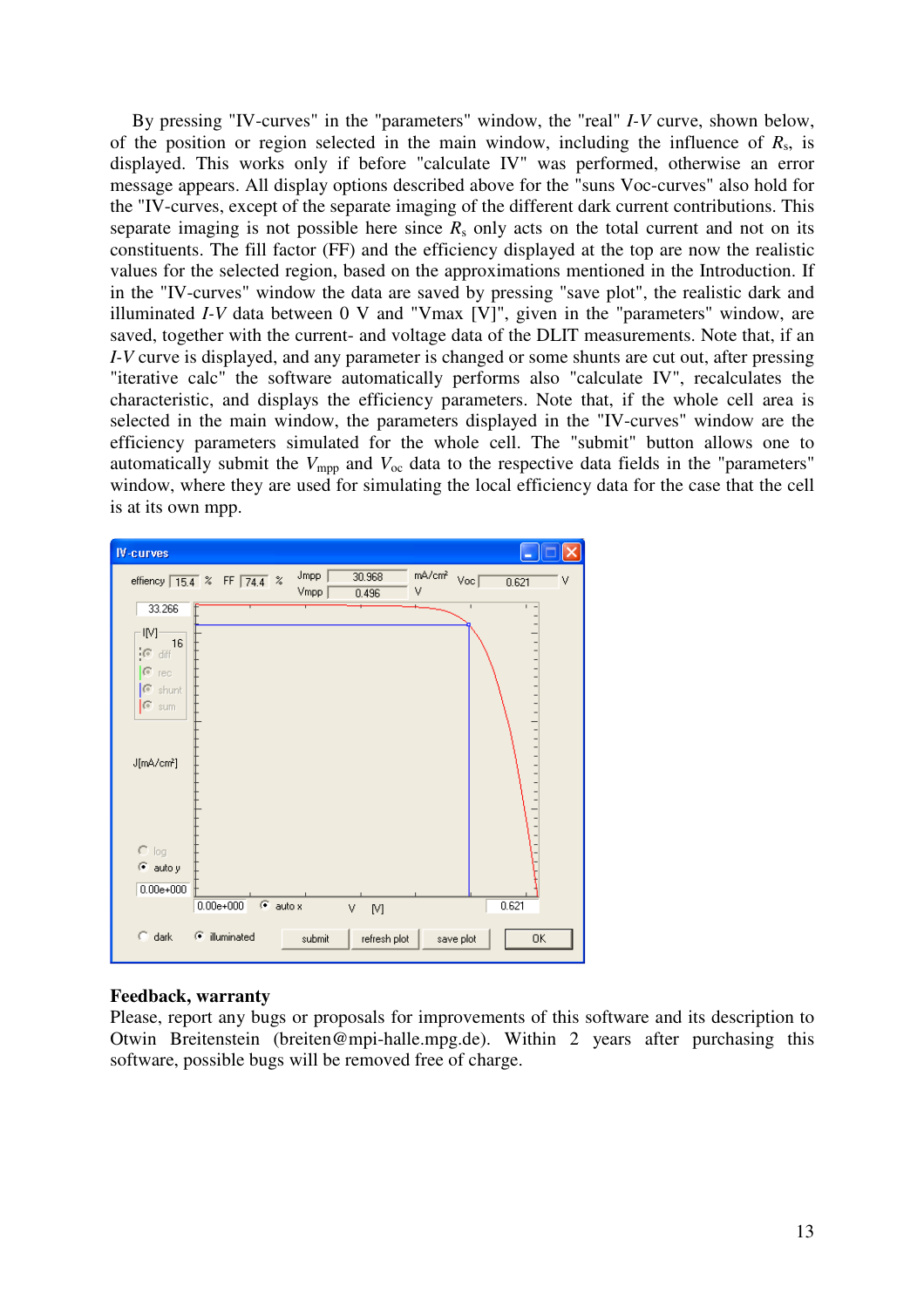By pressing "IV-curves" in the "parameters" window, the "real" *I-V* curve, shown below, of the position or region selected in the main window, including the influence of $R_s$, is displayed. This works only if before "calculate IV" was performed, otherwise an error message appears. All display options described above for the "suns Voc-curves" also hold for the "IV-curves, except of the separate imaging of the different dark current contributions. This separate imaging is not possible here since $R_s$ only acts on the total current and not on its constituents. The fill factor (FF) and the efficiency displayed at the top are now the realistic values for the selected region, based on the approximations mentioned in the Introduction. If in the "IV-curves" window the data are saved by pressing "save plot", the realistic dark and illuminated *I-V* data between 0 V and "Vmax [V]", given in the "parameters" window, are saved, together with the current- and voltage data of the DLIT measurements. Note that, if an *I-V* curve is displayed, and any parameter is changed or some shunts are cut out, after pressing "iterative calc" the software automatically performs also "calculate IV", recalculates the characteristic, and displays the efficiency parameters. Note that, if the whole cell area is selected in the main window, the parameters displayed in the "IV-curves" window are the efficiency parameters simulated for the whole cell. The "submit" button allows one to automatically submit the $V_{mpp}$ and $V_{oc}$ data to the respective data fields in the "parameters" window, where they are used for simulating the local efficiency data for the case that the cell is at its own mpp.

## Feedback, warranty

Please, report any bugs or proposals for improvements of this software and its description to Otwin Breitenstein (breiten@mpi-halle.mpg.de). Within 2 years after purchasing this software, possible bugs will be removed free of charge.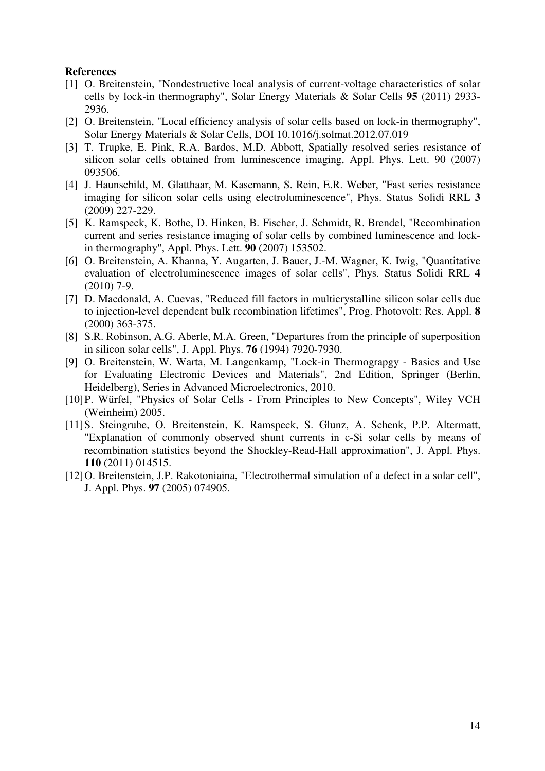**References**

[1] O. Breitenstein, "Nondestructive local analysis of current-voltage characteristics of solar cells by lock-in thermography", Solar Energy Materials & Solar Cells **95** (2011) 2933-2936.

[2] O. Breitenstein, "Local efficiency analysis of solar cells based on lock-in thermography", Solar Energy Materials & Solar Cells, DOI 10.1016/j.solmat.2012.07.019

[3] T. Trupke, E. Pink, R.A. Bardos, M.D. Abbott, Spatially resolved series resistance of silicon solar cells obtained from luminescence imaging, Appl. Phys. Lett. 90 (2007) 093506.

[4] J. Haunschild, M. Glatthaar, M. Kasemann, S. Rein, E.R. Weber, "Fast series resistance imaging for silicon solar cells using electroluminescence", Phys. Status Solidi RRL **3** (2009) 227-229.

[5] K. Ramspeck, K. Bothe, D. Hinken, B. Fischer, J. Schmidt, R. Brendel, "Recombination current and series resistance imaging of solar cells by combined luminescence and lock-in thermography", Appl. Phys. Lett. **90** (2007) 153502.

[6] O. Breitenstein, A. Khanna, Y. Augarten, J. Bauer, J.-M. Wagner, K. Iwig, "Quantitative evaluation of electroluminescence images of solar cells", Phys. Status Solidi RRL **4** (2010) 7-9.

[7] D. Macdonald, A. Cuevas, "Reduced fill factors in multicrystalline silicon solar cells due to injection-level dependent bulk recombination lifetimes", Prog. Photovolt: Res. Appl. **8** (2000) 363-375.

[8] S.R. Robinson, A.G. Aberle, M.A. Green, "Departures from the principle of superposition in silicon solar cells", J. Appl. Phys. **76** (1994) 7920-7930.

[9] O. Breitenstein, W. Warta, M. Langenkamp, "Lock-in Thermograpgy - Basics and Use for Evaluating Electronic Devices and Materials", 2nd Edition, Springer (Berlin, Heidelberg), Series in Advanced Microelectronics, 2010.

[10] P. Würfel, "Physics of Solar Cells - From Principles to New Concepts", Wiley VCH (Weinheim) 2005.

[11] S. Steingrube, O. Breitenstein, K. Ramspeck, S. Glunz, A. Schenk, P.P. Altermatt, "Explanation of commonly observed shunt currents in c-Si solar cells by means of recombination statistics beyond the Shockley-Read-Hall approximation", J. Appl. Phys. **110** (2011) 014515.

[12] O. Breitenstein, J.P. Rakotoniaina, "Electrothermal simulation of a defect in a solar cell", J. Appl. Phys. **97** (2005) 074905.